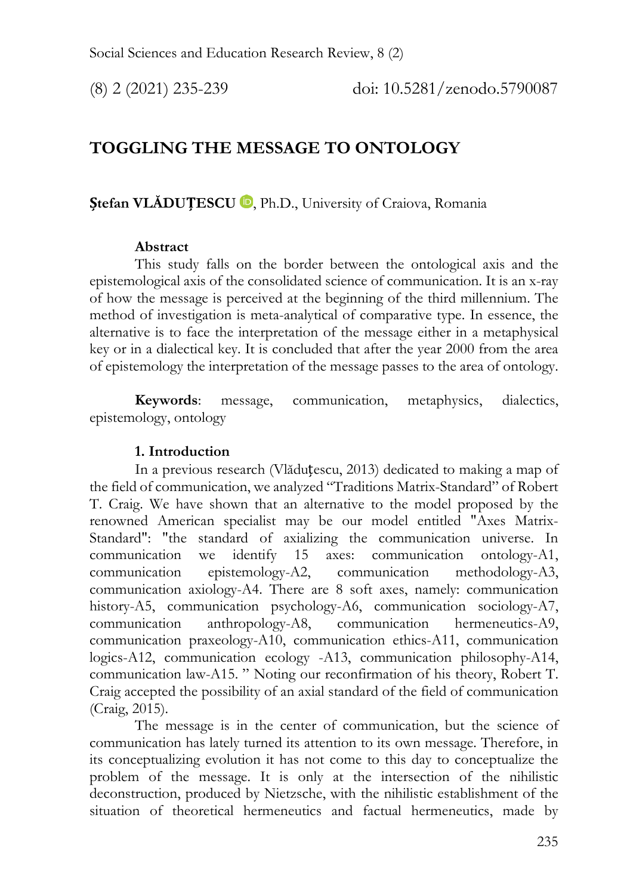# TOGGLING THE MESSAGE TO ONTOLOGY

**Ștefan VLĂDUȚESCU**, Ph.D., University of Craiova, Romania

**Abstract**

This study falls on the border between the ontological axis and the epistemological axis of the consolidated science of communication. It is an x-ray of how the message is perceived at the beginning of the third millennium. The method of investigation is meta-analytical of comparative type. In essence, the alternative is to face the interpretation of the message either in a metaphysical key or in a dialectical key. It is concluded that after the year 2000 from the area of epistemology the interpretation of the message passes to the area of ontology.

**Keywords**: message, communication, metaphysics, dialectics, epistemology, ontology

## 1. Introduction

In a previous research (Vlăduțescu, 2013) dedicated to making a map of the field of communication, we analyzed "Traditions Matrix-Standard" of Robert T. Craig. We have shown that an alternative to the model proposed by the renowned American specialist may be our model entitled "Axes Matrix-Standard": "the standard of axializing the communication universe. In communication we identify 15 axes: communication ontology-A1, communication epistemology-A2, communication methodology-A3, communication axiology-A4. There are 8 soft axes, namely: communication history-A5, communication psychology-A6, communication sociology-A7, communication anthropology-A8, communication hermeneutics-A9, communication praxeology-A10, communication ethics-A11, communication logics-A12, communication ecology -A13, communication philosophy-A14, communication law-A15. " Noting our reconfirmation of his theory, Robert T. Craig accepted the possibility of an axial standard of the field of communication (Craig, 2015).

The message is in the center of communication, but the science of communication has lately turned its attention to its own message. Therefore, in its conceptualizing evolution it has not come to this day to conceptualize the problem of the message. It is only at the intersection of the nihilistic deconstruction, produced by Nietzsche, with the nihilistic establishment of the situation of theoretical hermeneutics and factual hermeneutics, made by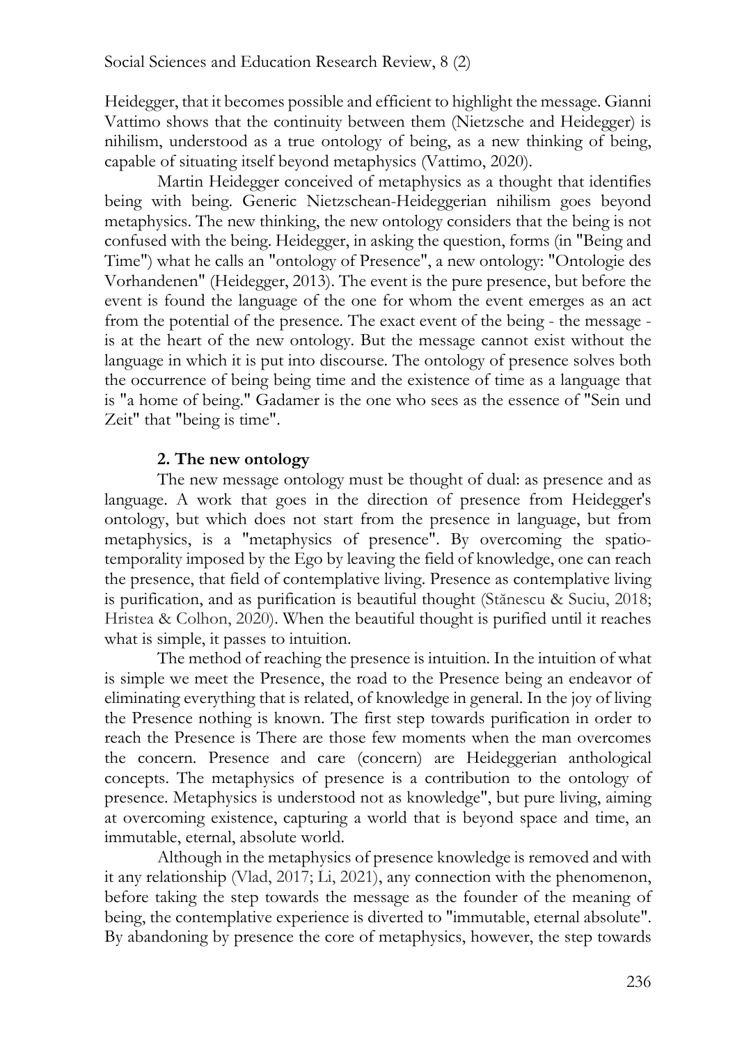Heidegger, that it becomes possible and efficient to highlight the message. Gianni Vattimo shows that the continuity between them (Nietzsche and Heidegger) is nihilism, understood as a true ontology of being, as a new thinking of being, capable of situating itself beyond metaphysics (Vattimo, 2020).

Martin Heidegger conceived of metaphysics as a thought that identifies being with being. Generic Nietzschean-Heideggerian nihilism goes beyond metaphysics. The new thinking, the new ontology considers that the being is not confused with the being. Heidegger, in asking the question, forms (in "Being and Time") what he calls an "ontology of Presence", a new ontology: "Ontologie des Vorhandenen" (Heidegger, 2013). The event is the pure presence, but before the event is found the language of the one for whom the event emerges as an act from the potential of the presence. The exact event of the being - the message - is at the heart of the new ontology. But the message cannot exist without the language in which it is put into discourse. The ontology of presence solves both the occurrence of being being time and the existence of time as a language that is "a home of being." Gadamer is the one who sees as the essence of "Sein und Zeit" that "being is time".

## 2. The new ontology

The new message ontology must be thought of dual: as presence and as language. A work that goes in the direction of presence from Heidegger's ontology, but which does not start from the presence in language, but from metaphysics, is a "metaphysics of presence". By overcoming the spatio-temporality imposed by the Ego by leaving the field of knowledge, one can reach the presence, that field of contemplative living. Presence as contemplative living is purification, and as purification is beautiful thought (Stănescu & Suciu, 2018; Hristea & Colhon, 2020). When the beautiful thought is purified until it reaches what is simple, it passes to intuition.

The method of reaching the presence is intuition. In the intuition of what is simple we meet the Presence, the road to the Presence being an endeavor of eliminating everything that is related, of knowledge in general. In the joy of living the Presence nothing is known. The first step towards purification in order to reach the Presence is There are those few moments when the man overcomes the concern. Presence and care (concern) are Heideggerian anthological concepts. The metaphysics of presence is a contribution to the ontology of presence. Metaphysics is understood not as knowledge", but pure living, aiming at overcoming existence, capturing a world that is beyond space and time, an immutable, eternal, absolute world.

Although in the metaphysics of presence knowledge is removed and with it any relationship (Vlad, 2017; Li, 2021), any connection with the phenomenon, before taking the step towards the message as the founder of the meaning of being, the contemplative experience is diverted to "immutable, eternal absolute". By abandoning by presence the core of metaphysics, however, the step towards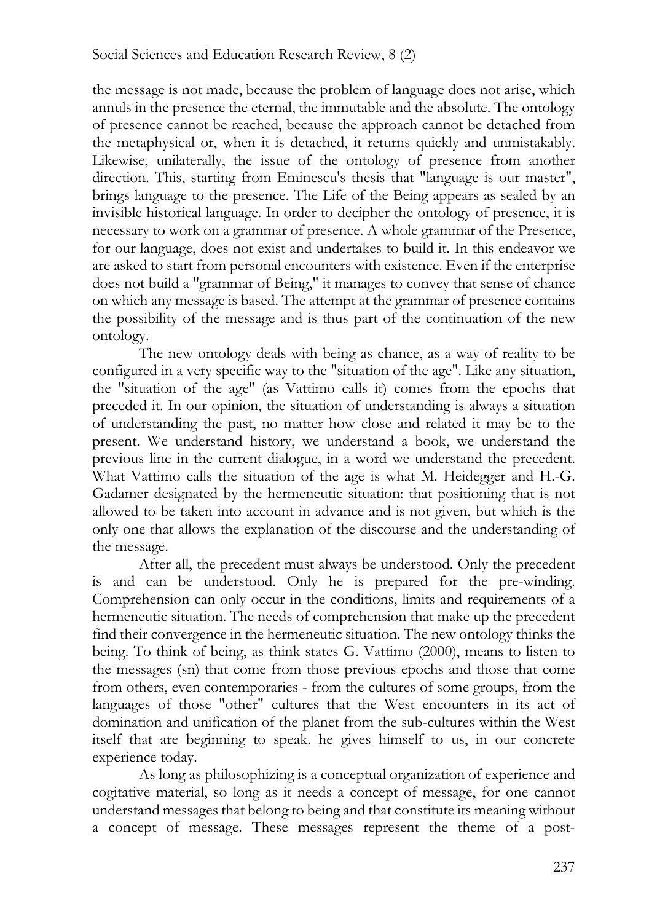the message is not made, because the problem of language does not arise, which annuls in the presence the eternal, the immutable and the absolute. The ontology of presence cannot be reached, because the approach cannot be detached from the metaphysical or, when it is detached, it returns quickly and unmistakably. Likewise, unilaterally, the issue of the ontology of presence from another direction. This, starting from Eminescu's thesis that "language is our master", brings language to the presence. The Life of the Being appears as sealed by an invisible historical language. In order to decipher the ontology of presence, it is necessary to work on a grammar of presence. A whole grammar of the Presence, for our language, does not exist and undertakes to build it. In this endeavor we are asked to start from personal encounters with existence. Even if the enterprise does not build a "grammar of Being," it manages to convey that sense of chance on which any message is based. The attempt at the grammar of presence contains the possibility of the message and is thus part of the continuation of the new ontology.

The new ontology deals with being as chance, as a way of reality to be configured in a very specific way to the "situation of the age". Like any situation, the "situation of the age" (as Vattimo calls it) comes from the epochs that preceded it. In our opinion, the situation of understanding is always a situation of understanding the past, no matter how close and related it may be to the present. We understand history, we understand a book, we understand the previous line in the current dialogue, in a word we understand the precedent. What Vattimo calls the situation of the age is what M. Heidegger and H.-G. Gadamer designated by the hermeneutic situation: that positioning that is not allowed to be taken into account in advance and is not given, but which is the only one that allows the explanation of the discourse and the understanding of the message.

After all, the precedent must always be understood. Only the precedent is and can be understood. Only he is prepared for the pre-winding. Comprehension can only occur in the conditions, limits and requirements of a hermeneutic situation. The needs of comprehension that make up the precedent find their convergence in the hermeneutic situation. The new ontology thinks the being. To think of being, as think states G. Vattimo (2000), means to listen to the messages (sn) that come from those previous epochs and those that come from others, even contemporaries - from the cultures of some groups, from the languages of those "other" cultures that the West encounters in its act of domination and unification of the planet from the sub-cultures within the West itself that are beginning to speak. he gives himself to us, in our concrete experience today.

As long as philosophizing is a conceptual organization of experience and cogitative material, so long as it needs a concept of message, for one cannot understand messages that belong to being and that constitute its meaning without a concept of message. These messages represent the theme of a post-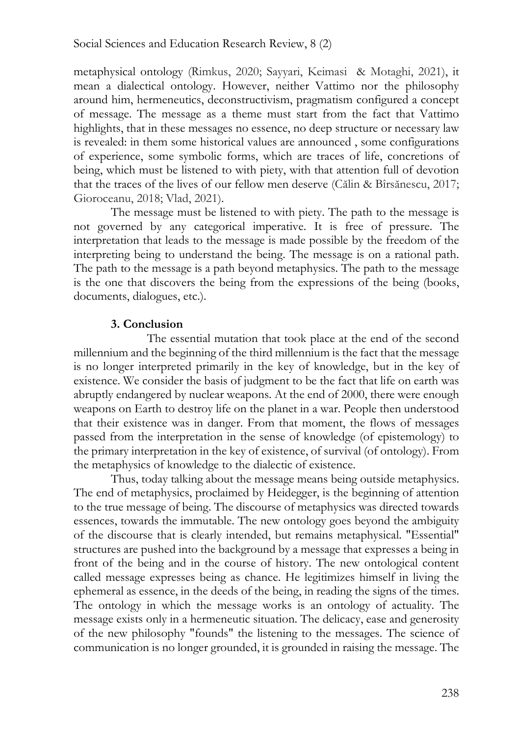metaphysical ontology (Rimkus, 2020; Sayyari, Keimasi & Motaghi, 2021), it mean a dialectical ontology. However, neither Vattimo nor the philosophy around him, hermeneutics, deconstructivism, pragmatism configured a concept of message. The message as a theme must start from the fact that Vattimo highlights, that in these messages no essence, no deep structure or necessary law is revealed: in them some historical values are announced , some configurations of experience, some symbolic forms, which are traces of life, concretions of being, which must be listened to with piety, with that attention full of devotion that the traces of the lives of our fellow men deserve (Călin & Bîrsănescu, 2017; Gioroceanu, 2018; Vlad, 2021).

The message must be listened to with piety. The path to the message is not governed by any categorical imperative. It is free of pressure. The interpretation that leads to the message is made possible by the freedom of the interpreting being to understand the being. The message is on a rational path. The path to the message is a path beyond metaphysics. The path to the message is the one that discovers the being from the expressions of the being (books, documents, dialogues, etc.).

## 3. Conclusion

The essential mutation that took place at the end of the second millennium and the beginning of the third millennium is the fact that the message is no longer interpreted primarily in the key of knowledge, but in the key of existence. We consider the basis of judgment to be the fact that life on earth was abruptly endangered by nuclear weapons. At the end of 2000, there were enough weapons on Earth to destroy life on the planet in a war. People then understood that their existence was in danger. From that moment, the flows of messages passed from the interpretation in the sense of knowledge (of epistemology) to the primary interpretation in the key of existence, of survival (of ontology). From the metaphysics of knowledge to the dialectic of existence.

Thus, today talking about the message means being outside metaphysics. The end of metaphysics, proclaimed by Heidegger, is the beginning of attention to the true message of being. The discourse of metaphysics was directed towards essences, towards the immutable. The new ontology goes beyond the ambiguity of the discourse that is clearly intended, but remains metaphysical. "Essential" structures are pushed into the background by a message that expresses a being in front of the being and in the course of history. The new ontological content called message expresses being as chance. He legitimizes himself in living the ephemeral as essence, in the deeds of the being, in reading the signs of the times. The ontology in which the message works is an ontology of actuality. The message exists only in a hermeneutic situation. The delicacy, ease and generosity of the new philosophy "founds" the listening to the messages. The science of communication is no longer grounded, it is grounded in raising the message. The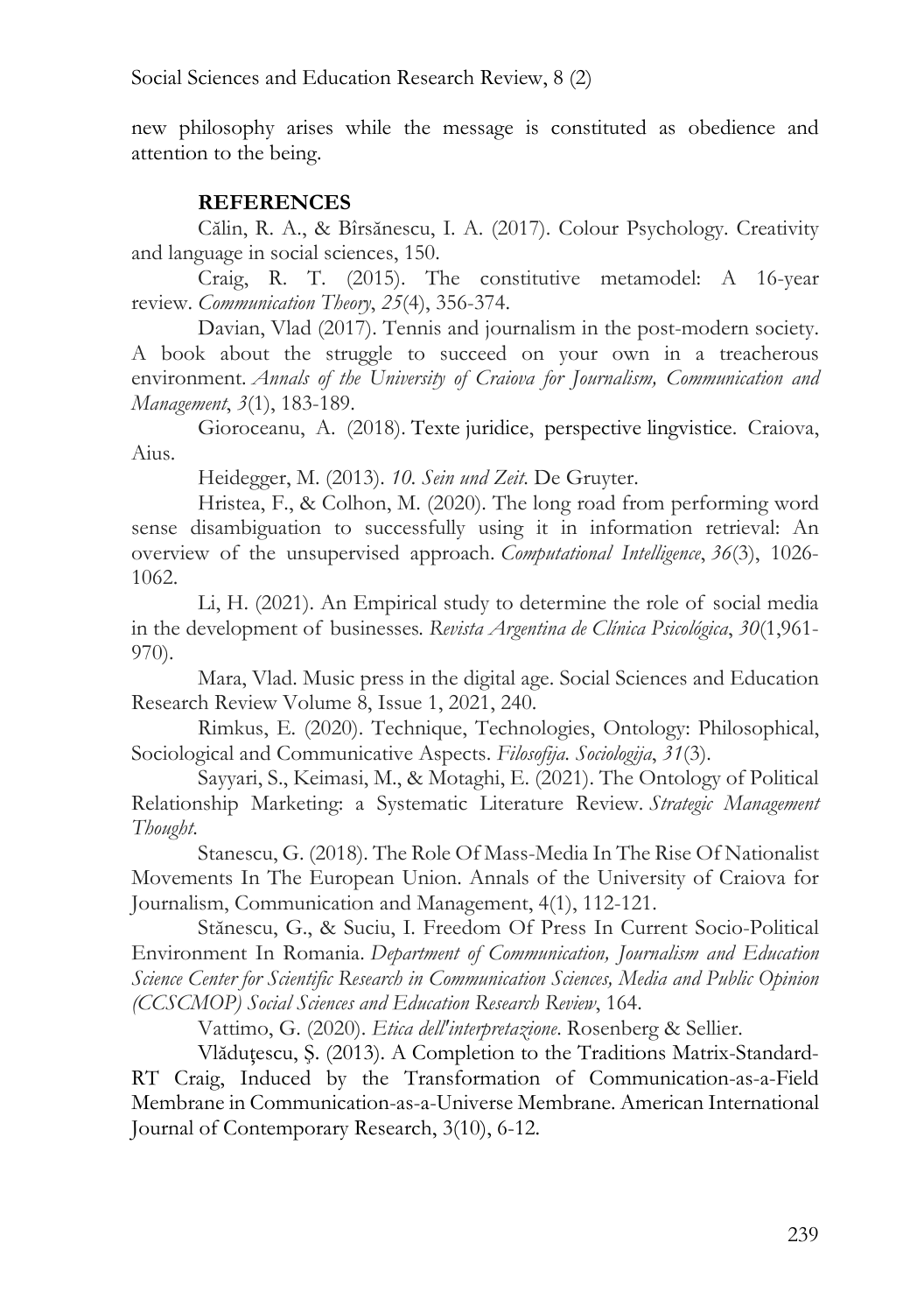new philosophy arises while the message is constituted as obedience and attention to the being.

## REFERENCES

Călin, R. A., & Bîrsănescu, I. A. (2017). Colour Psychology. Creativity and language in social sciences, 150.

Craig, R. T. (2015). The constitutive metamodel: A 16-year review. *Communication Theory*, *25*(4), 356-374.

Davian, Vlad (2017). Tennis and journalism in the post-modern society. A book about the struggle to succeed on your own in a treacherous environment. *Annals of the University of Craiova for Journalism, Communication and Management*, *3*(1), 183-189.

Gioroceanu, A. (2018). Texte juridice, perspective lingvistice. Craiova, Aius.

Heidegger, M. (2013). *10. Sein und Zeit*. De Gruyter.

Hristea, F., & Colhon, M. (2020). The long road from performing word sense disambiguation to successfully using it in information retrieval: An overview of the unsupervised approach. *Computational Intelligence*, *36*(3), 1026-1062.

Li, H. (2021). An Empirical study to determine the role of social media in the development of businesses. *Revista Argentina de Clínica Psicológica*, *30*(1,961-970).

Mara, Vlad. Music press in the digital age. Social Sciences and Education Research Review Volume 8, Issue 1, 2021, 240.

Rimkus, E. (2020). Technique, Technologies, Ontology: Philosophical, Sociological and Communicative Aspects. *Filosofija. Sociologija*, *31*(3).

Sayyari, S., Keimasi, M., & Motaghi, E. (2021). The Ontology of Political Relationship Marketing: a Systematic Literature Review. *Strategic Management Thought*.

Stanescu, G. (2018). The Role Of Mass-Media In The Rise Of Nationalist Movements In The European Union. Annals of the University of Craiova for Journalism, Communication and Management, 4(1), 112-121.

Stănescu, G., & Suciu, I. Freedom Of Press In Current Socio-Political Environment In Romania. *Department of Communication, Journalism and Education Science Center for Scientific Research in Communication Sciences, Media and Public Opinion (CCSCMOP) Social Sciences and Education Research Review*, 164.

Vattimo, G. (2020). *Etica dell'interpretazione*. Rosenberg & Sellier.

Vlăduţescu, Ş. (2013). A Completion to the Traditions Matrix-Standard-RT Craig, Induced by the Transformation of Communication-as-a-Field Membrane in Communication-as-a-Universe Membrane. American International Journal of Contemporary Research, 3(10), 6-12.